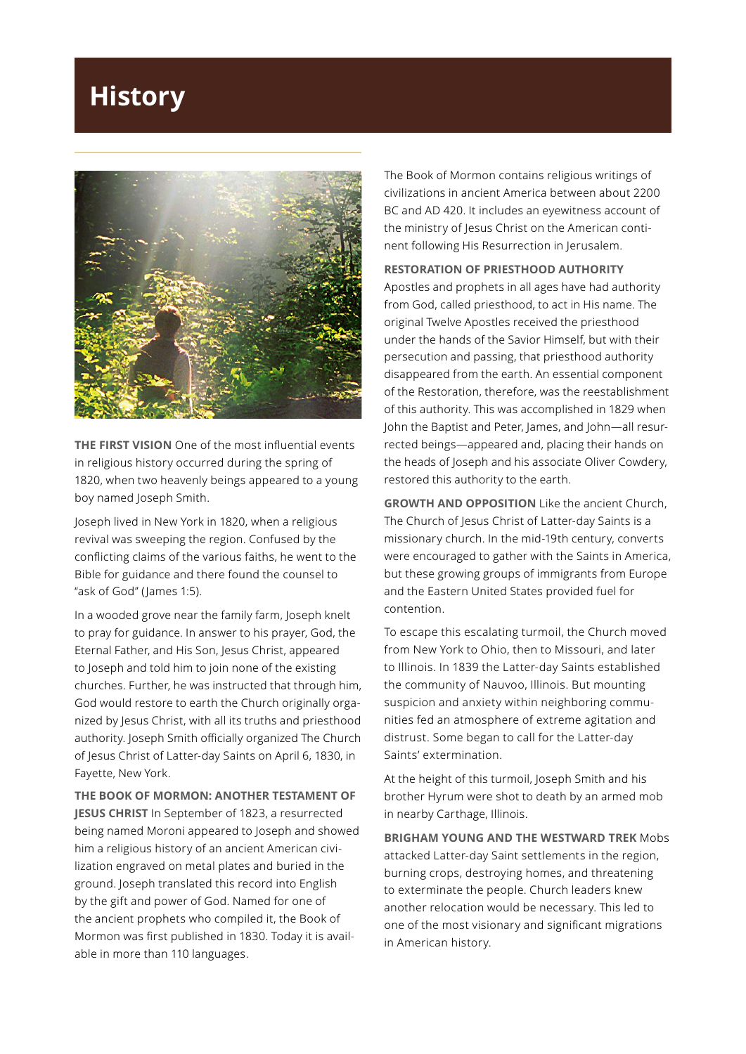# History

**THE FIRST VISION** One of the most influential events in religious history occurred during the spring of 1820, when two heavenly beings appeared to a young boy named Joseph Smith.

Joseph lived in New York in 1820, when a religious revival was sweeping the region. Confused by the conflicting claims of the various faiths, he went to the Bible for guidance and there found the counsel to "ask of God" (James 1:5).

In a wooded grove near the family farm, Joseph knelt to pray for guidance. In answer to his prayer, God, the Eternal Father, and His Son, Jesus Christ, appeared to Joseph and told him to join none of the existing churches. Further, he was instructed that through him, God would restore to earth the Church originally organized by Jesus Christ, with all its truths and priesthood authority. Joseph Smith officially organized The Church of Jesus Christ of Latter-day Saints on April 6, 1830, in Fayette, New York.

**THE BOOK OF MORMON: ANOTHER TESTAMENT OF JESUS CHRIST** In September of 1823, a resurrected being named Moroni appeared to Joseph and showed him a religious history of an ancient American civilization engraved on metal plates and buried in the ground. Joseph translated this record into English by the gift and power of God. Named for one of the ancient prophets who compiled it, the Book of Mormon was first published in 1830. Today it is available in more than 110 languages.

The Book of Mormon contains religious writings of civilizations in ancient America between about 2200 BC and AD 420. It includes an eyewitness account of the ministry of Jesus Christ on the American continent following His Resurrection in Jerusalem.

**RESTORATION OF PRIESTHOOD AUTHORITY**
Apostles and prophets in all ages have had authority from God, called priesthood, to act in His name. The original Twelve Apostles received the priesthood under the hands of the Savior Himself, but with their persecution and passing, that priesthood authority disappeared from the earth. An essential component of the Restoration, therefore, was the reestablishment of this authority. This was accomplished in 1829 when John the Baptist and Peter, James, and John—all resurrected beings—appeared and, placing their hands on the heads of Joseph and his associate Oliver Cowdery, restored this authority to the earth.

**GROWTH AND OPPOSITION** Like the ancient Church, The Church of Jesus Christ of Latter-day Saints is a missionary church. In the mid-19th century, converts were encouraged to gather with the Saints in America, but these growing groups of immigrants from Europe and the Eastern United States provided fuel for contention.

To escape this escalating turmoil, the Church moved from New York to Ohio, then to Missouri, and later to Illinois. In 1839 the Latter-day Saints established the community of Nauvoo, Illinois. But mounting suspicion and anxiety within neighboring communities fed an atmosphere of extreme agitation and distrust. Some began to call for the Latter-day Saints' extermination.

At the height of this turmoil, Joseph Smith and his brother Hyrum were shot to death by an armed mob in nearby Carthage, Illinois.

**BRIGHAM YOUNG AND THE WESTWARD TREK** Mobs attacked Latter-day Saint settlements in the region, burning crops, destroying homes, and threatening to exterminate the people. Church leaders knew another relocation would be necessary. This led to one of the most visionary and significant migrations in American history.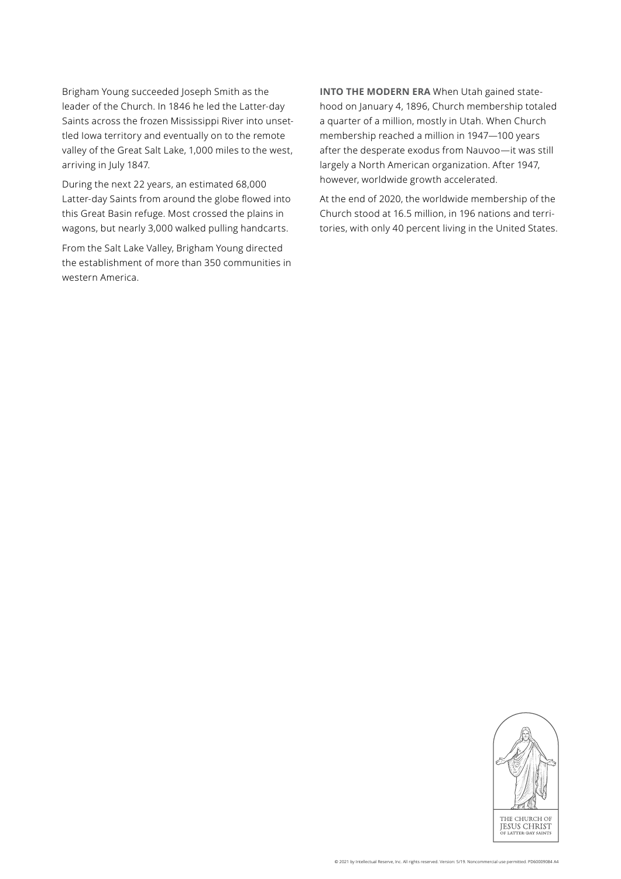Brigham Young succeeded Joseph Smith as the leader of the Church. In 1846 he led the Latter-day Saints across the frozen Mississippi River into unsettled Iowa territory and eventually on to the remote valley of the Great Salt Lake, 1,000 miles to the west, arriving in July 1847.

During the next 22 years, an estimated 68,000 Latter-day Saints from around the globe flowed into this Great Basin refuge. Most crossed the plains in wagons, but nearly 3,000 walked pulling handcarts.

From the Salt Lake Valley, Brigham Young directed the establishment of more than 350 communities in western America.

**INTO THE MODERN ERA** When Utah gained statehood on January 4, 1896, Church membership totaled a quarter of a million, mostly in Utah. When Church membership reached a million in 1947—100 years after the desperate exodus from Nauvoo—it was still largely a North American organization. After 1947, however, worldwide growth accelerated.

At the end of 2020, the worldwide membership of the Church stood at 16.5 million, in 196 nations and territories, with only 40 percent living in the United States.

THE CHURCH OF JESUS CHRIST OF LATTER-DAY SAINTS

© 2021 by Intellectual Reserve, Inc. All rights reserved. Version: 5/19. Noncommercial use permitted. PD60009084 A4